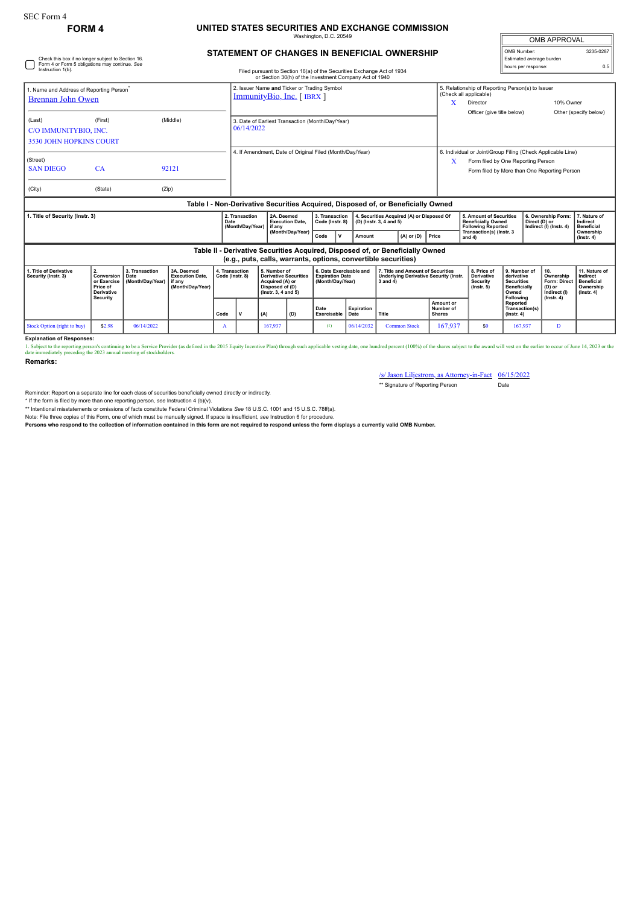SEC Form 4

**FORM 4**

# UNITED STATES SECURITIES AND EXCHANGE COMMISSION

Washington, D.C. 20549

## STATEMENT OF CHANGES IN BENEFICIAL OWNERSHIP

Filed pursuant to Section 16(a) of the Securities Exchange Act of 1934 or Section 30(h) of the Investment Company Act of 1940

| OMB APPROVAL | |
|---|---|
| OMB Number: | 3235-0287 |
| Estimated average burden | |
| hours per response: | 0.5 |

☐ Check this box if no longer subject to Section 16. Form 4 or Form 5 obligations may continue. *See* Instruction 1(b).

1. Name and Address of Reporting Person*
Brennan John Owen

(Last) (First) (Middle)
C/O IMMUNITYBIO, INC.
3530 JOHN HOPKINS COURT

(Street)
SAN DIEGO CA 92121

(City) (State) (Zip)

2. Issuer Name and Ticker or Trading Symbol
ImmunityBio, Inc. [ IBRX ]

3. Date of Earliest Transaction (Month/Day/Year)
06/14/2022

4. If Amendment, Date of Original Filed (Month/Day/Year)

5. Relationship of Reporting Person(s) to Issuer (Check all applicable)
X Director
10% Owner
Officer (give title below)
Other (specify below)

6. Individual or Joint/Group Filing (Check Applicable Line)
X Form filed by One Reporting Person
Form filed by More than One Reporting Person

### Table I - Non-Derivative Securities Acquired, Disposed of, or Beneficially Owned

| 1. Title of Security (Instr. 3) | 2. Transaction Date (Month/Day/Year) | 2A. Deemed Execution Date, if any (Month/Day/Year) | 3. Transaction Code (Instr. 8) | | 4. Securities Acquired (A) or Disposed Of (D) (Instr. 3, 4 and 5) | | | 5. Amount of Securities Beneficially Owned Following Reported Transaction(s) (Instr. 3 and 4) | 6. Ownership Form: Direct (D) or Indirect (I) (Instr. 4) | 7. Nature of Indirect Beneficial Ownership (Instr. 4) |
|---|---|---|---|---|---|---|---|---|---|---|
| | | | Code | V | Amount | (A) or (D) | Price | | | |

### Table II - Derivative Securities Acquired, Disposed of, or Beneficially Owned (e.g., puts, calls, warrants, options, convertible securities)

| 1. Title of Derivative Security (Instr. 3) | 2. Conversion or Exercise Price of Derivative Security | 3. Transaction Date (Month/Day/Year) | 3A. Deemed Execution Date, if any (Month/Day/Year) | 4. Transaction Code (Instr. 8) | | 5. Number of Derivative Securities Acquired (A) or Disposed of (D) (Instr. 3, 4 and 5) | | 6. Date Exercisable and Expiration Date (Month/Day/Year) | | 7. Title and Amount of Securities Underlying Derivative Security (Instr. 3 and 4) | | 8. Price of Derivative Security (Instr. 5) | 9. Number of derivative Securities Beneficially Owned Following Reported Transaction(s) (Instr. 4) | 10. Ownership Form: Direct (D) or Indirect (I) (Instr. 4) | 11. Nature of Indirect Beneficial Ownership (Instr. 4) |
|---|---|---|---|---|---|---|---|---|---|---|---|---|---|---|---|
| | | | | Code | V | (A) | (D) | Date Exercisable | Expiration Date | Title | Amount or Number of Shares | | | | |
| Stock Option (right to buy) | $2.98 | 06/14/2022 | | A | | 167,937 | | (1) | 06/14/2032 | Common Stock | 167,937 | $0 | 167,937 | D | |

**Explanation of Responses:**

1. Subject to the reporting person's continuing to be a Service Provider (as defined in the 2015 Equity Incentive Plan) through such applicable vesting date, one hundred percent (100%) of the shares subject to the award will vest on the earlier to occur of June 14, 2023 or the date immediately preceding the 2023 annual meeting of stockholders.

**Remarks:**

/s/ Jason Liljestrom, as Attorney-in-Fact 06/15/2022

** Signature of Reporting Person Date

Reminder: Report on a separate line for each class of securities beneficially owned directly or indirectly.

* If the form is filed by more than one reporting person, *see* Instruction 4 (b)(v).

** Intentional misstatements or omissions of facts constitute Federal Criminal Violations *See* 18 U.S.C. 1001 and 15 U.S.C. 78ff(a).

Note: File three copies of this Form, one of which must be manually signed. If space is insufficient, *see* Instruction 6 for procedure.

**Persons who respond to the collection of information contained in this form are not required to respond unless the form displays a currently valid OMB Number.**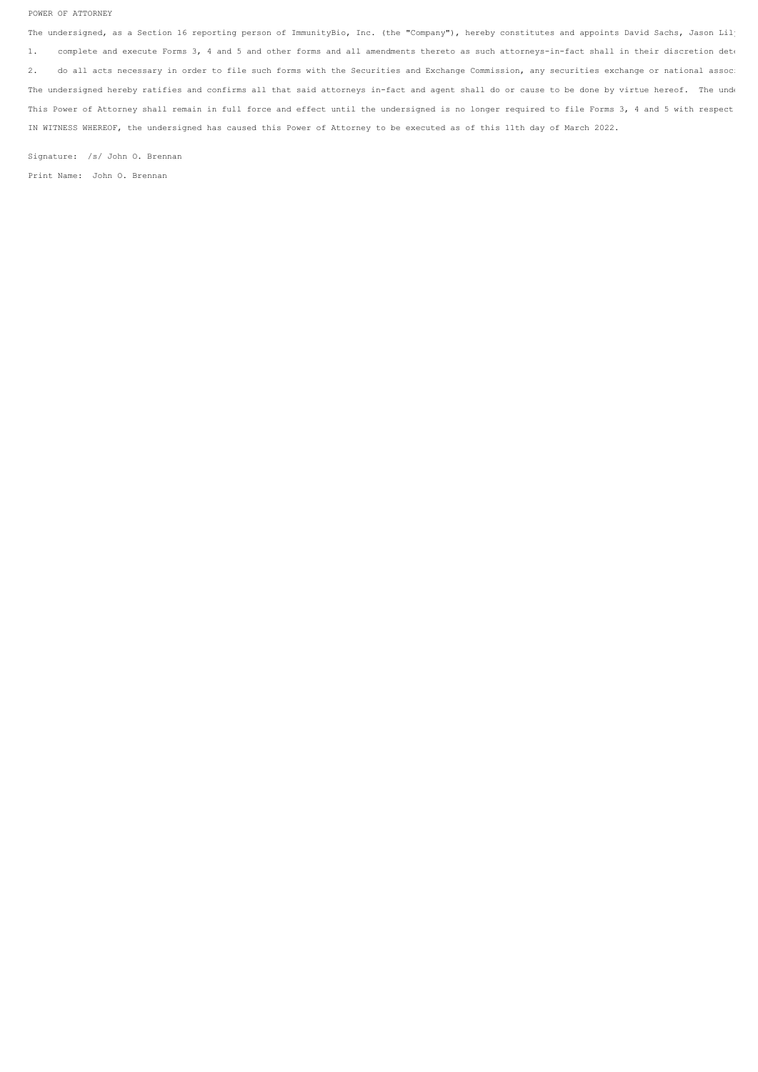POWER OF ATTORNEY

The undersigned, as a Section 16 reporting person of ImmunityBio, Inc. (the "Company"), hereby constitutes and appoints David Sachs, Jason Lil

1. complete and execute Forms 3, 4 and 5 and other forms and all amendments thereto as such attorneys-in-fact shall in their discretion dete

2. do all acts necessary in order to file such forms with the Securities and Exchange Commission, any securities exchange or national assoc

The undersigned hereby ratifies and confirms all that said attorneys in-fact and agent shall do or cause to be done by virtue hereof. The unde

This Power of Attorney shall remain in full force and effect until the undersigned is no longer required to file Forms 3, 4 and 5 with respect

IN WITNESS WHEREOF, the undersigned has caused this Power of Attorney to be executed as of this 11th day of March 2022.

Signature: /s/ John O. Brennan

Print Name: John O. Brennan